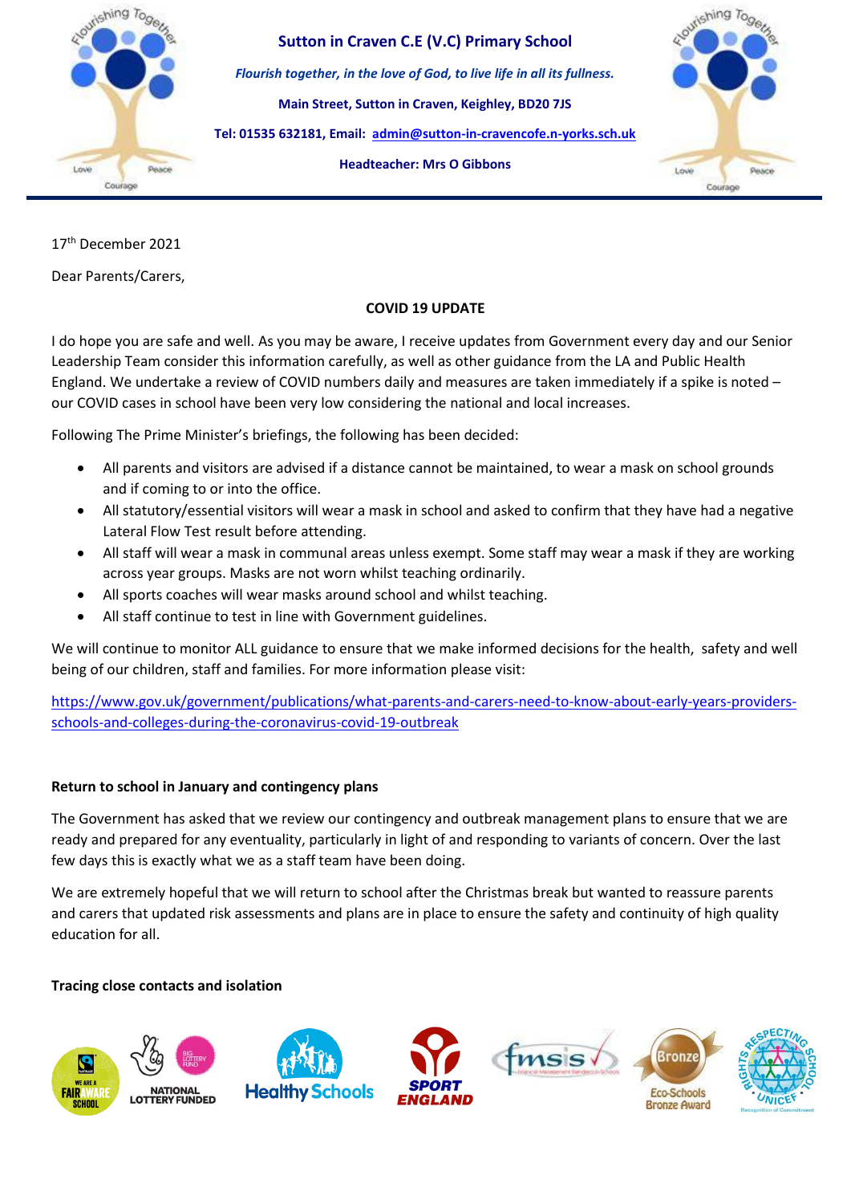**Sutton in Craven C.E (V.C) Primary School**

*Flourish together, in the love of God, to live life in all its fullness.*

**Main Street, Sutton in Craven, Keighley, BD20 7JS**

**Tel: 01535 632181, Email: admin@sutton-in-cravencofe.n-yorks.sch.uk**

**Headteacher: Mrs O Gibbons**

17th December 2021

Dear Parents/Carers,

**COVID 19 UPDATE**

I do hope you are safe and well. As you may be aware, I receive updates from Government every day and our Senior Leadership Team consider this information carefully, as well as other guidance from the LA and Public Health England. We undertake a review of COVID numbers daily and measures are taken immediately if a spike is noted – our COVID cases in school have been very low considering the national and local increases.

Following The Prime Minister's briefings, the following has been decided:

- All parents and visitors are advised if a distance cannot be maintained, to wear a mask on school grounds and if coming to or into the office.
- All statutory/essential visitors will wear a mask in school and asked to confirm that they have had a negative Lateral Flow Test result before attending.
- All staff will wear a mask in communal areas unless exempt. Some staff may wear a mask if they are working across year groups. Masks are not worn whilst teaching ordinarily.
- All sports coaches will wear masks around school and whilst teaching.
- All staff continue to test in line with Government guidelines.

We will continue to monitor ALL guidance to ensure that we make informed decisions for the health, safety and well being of our children, staff and families. For more information please visit:

https://www.gov.uk/government/publications/what-parents-and-carers-need-to-know-about-early-years-providers-schools-and-colleges-during-the-coronavirus-covid-19-outbreak

**Return to school in January and contingency plans**

The Government has asked that we review our contingency and outbreak management plans to ensure that we are ready and prepared for any eventuality, particularly in light of and responding to variants of concern. Over the last few days this is exactly what we as a staff team have been doing.

We are extremely hopeful that we will return to school after the Christmas break but wanted to reassure parents and carers that updated risk assessments and plans are in place to ensure the safety and continuity of high quality education for all.

**Tracing close contacts and isolation**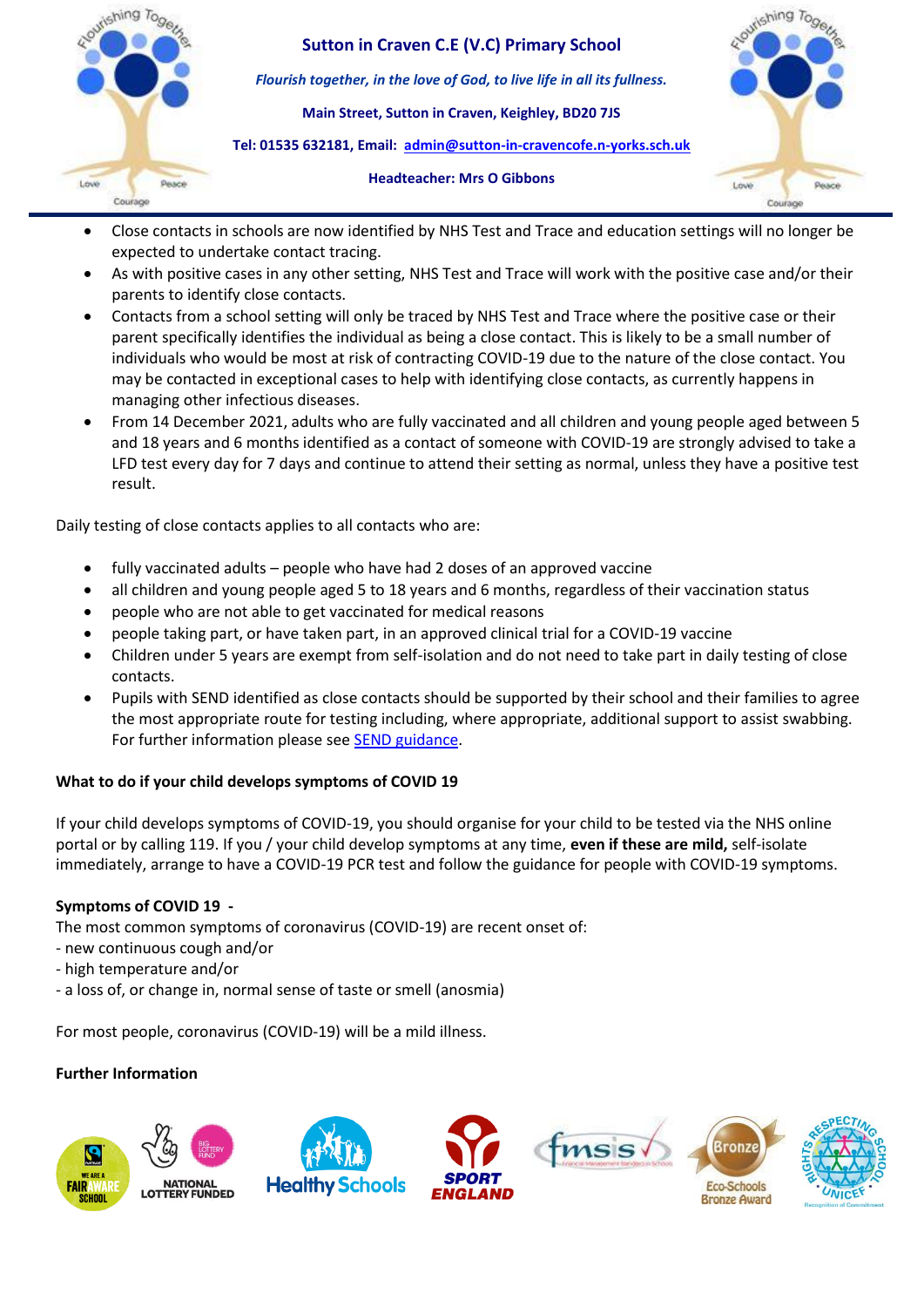- Close contacts in schools are now identified by NHS Test and Trace and education settings will no longer be expected to undertake contact tracing.
- As with positive cases in any other setting, NHS Test and Trace will work with the positive case and/or their parents to identify close contacts.
- Contacts from a school setting will only be traced by NHS Test and Trace where the positive case or their parent specifically identifies the individual as being a close contact. This is likely to be a small number of individuals who would be most at risk of contracting COVID-19 due to the nature of the close contact. You may be contacted in exceptional cases to help with identifying close contacts, as currently happens in managing other infectious diseases.
- From 14 December 2021, adults who are fully vaccinated and all children and young people aged between 5 and 18 years and 6 months identified as a contact of someone with COVID-19 are strongly advised to take a LFD test every day for 7 days and continue to attend their setting as normal, unless they have a positive test result.

Daily testing of close contacts applies to all contacts who are:

- fully vaccinated adults – people who have had 2 doses of an approved vaccine
- all children and young people aged 5 to 18 years and 6 months, regardless of their vaccination status
- people who are not able to get vaccinated for medical reasons
- people taking part, or have taken part, in an approved clinical trial for a COVID-19 vaccine
- Children under 5 years are exempt from self-isolation and do not need to take part in daily testing of close contacts.
- Pupils with SEND identified as close contacts should be supported by their school and their families to agree the most appropriate route for testing including, where appropriate, additional support to assist swabbing. For further information please see SEND guidance.

**What to do if your child develops symptoms of COVID 19**

If your child develops symptoms of COVID-19, you should organise for your child to be tested via the NHS online portal or by calling 119. If you / your child develop symptoms at any time, **even if these are mild,** self-isolate immediately, arrange to have a COVID-19 PCR test and follow the guidance for people with COVID-19 symptoms.

**Symptoms of COVID 19 -**

The most common symptoms of coronavirus (COVID-19) are recent onset of:
- new continuous cough and/or
- high temperature and/or
- a loss of, or change in, normal sense of taste or smell (anosmia)

For most people, coronavirus (COVID-19) will be a mild illness.

**Further Information**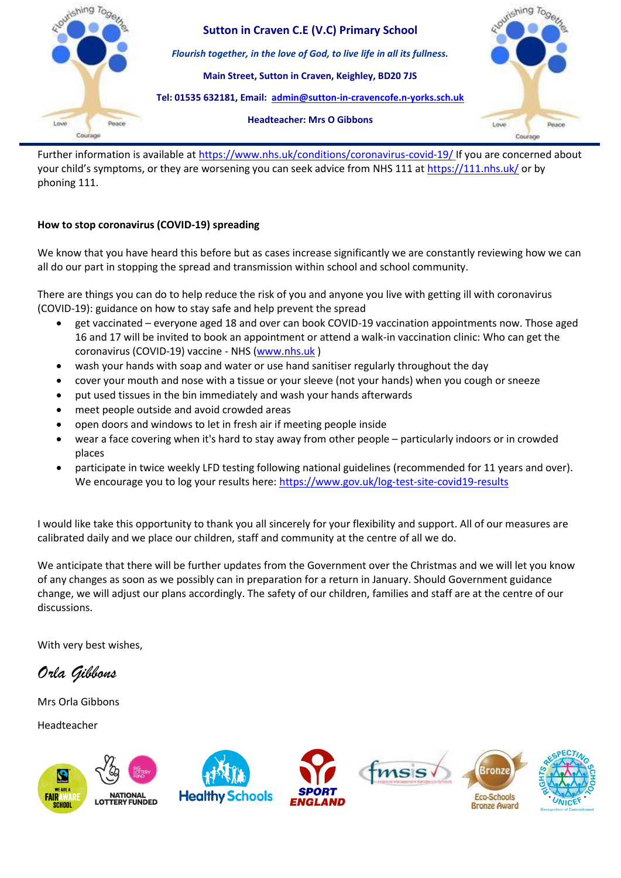Further information is available at https://www.nhs.uk/conditions/coronavirus-covid-19/ If you are concerned about your child's symptoms, or they are worsening you can seek advice from NHS 111 at https://111.nhs.uk/ or by phoning 111.

**How to stop coronavirus (COVID-19) spreading**

We know that you have heard this before but as cases increase significantly we are constantly reviewing how we can all do our part in stopping the spread and transmission within school and school community.

There are things you can do to help reduce the risk of you and anyone you live with getting ill with coronavirus (COVID-19): guidance on how to stay safe and help prevent the spread

- get vaccinated – everyone aged 18 and over can book COVID-19 vaccination appointments now. Those aged 16 and 17 will be invited to book an appointment or attend a walk-in vaccination clinic: Who can get the coronavirus (COVID-19) vaccine - NHS (www.nhs.uk )
- wash your hands with soap and water or use hand sanitiser regularly throughout the day
- cover your mouth and nose with a tissue or your sleeve (not your hands) when you cough or sneeze
- put used tissues in the bin immediately and wash your hands afterwards
- meet people outside and avoid crowded areas
- open doors and windows to let in fresh air if meeting people inside
- wear a face covering when it's hard to stay away from other people – particularly indoors or in crowded places
- participate in twice weekly LFD testing following national guidelines (recommended for 11 years and over). We encourage you to log your results here: https://www.gov.uk/log-test-site-covid19-results

I would like take this opportunity to thank you all sincerely for your flexibility and support. All of our measures are calibrated daily and we place our children, staff and community at the centre of all we do.

We anticipate that there will be further updates from the Government over the Christmas and we will let you know of any changes as soon as we possibly can in preparation for a return in January. Should Government guidance change, we will adjust our plans accordingly. The safety of our children, families and staff are at the centre of our discussions.

With very best wishes,

*Orla Gibbons*

Mrs Orla Gibbons

Headteacher